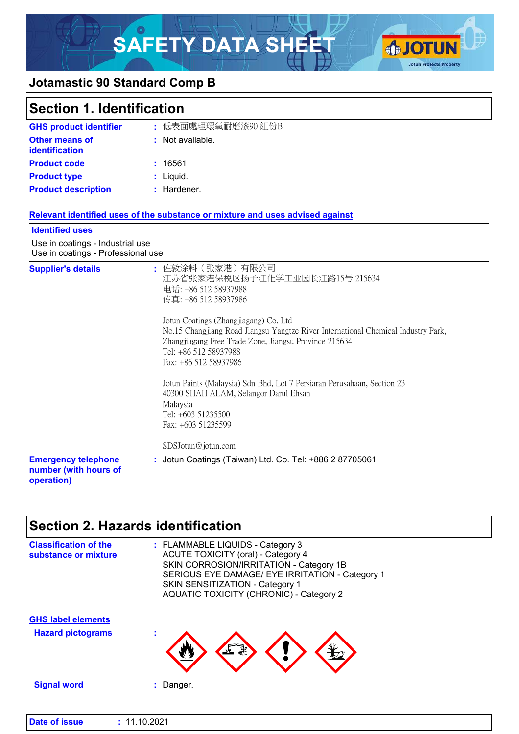# SAFETY DATA SHEET

## Jotamastic 90 Standard Comp B

## Section 1. Identification

| | | |
|---|---|---|
| **GHS product identifier** | : | 低表面處理環氧耐磨漆90 組份B |
| **Other means of identification** | : | Not available. |
| **Product code** | : | 16561 |
| **Product type** | : | Liquid. |
| **Product description** | : | Hardener. |

**Relevant identified uses of the substance or mixture and uses advised against**

**Identified uses**

Use in coatings - Industrial use
Use in coatings - Professional use

**Supplier's details** :

佐敦涂料（张家港）有限公司
江苏省张家港保税区扬子江化学工业园长江路15号 215634
电话: +86 512 58937988
传真: +86 512 58937986

Jotun Coatings (Zhangjiagang) Co. Ltd
No.15 Changjiang Road Jiangsu Yangtze River International Chemical Industry Park, Zhangjiagang Free Trade Zone, Jiangsu Province 215634
Tel: +86 512 58937988
Fax: +86 512 58937986

Jotun Paints (Malaysia) Sdn Bhd, Lot 7 Persiaran Perusahaan, Section 23
40300 SHAH ALAM, Selangor Darul Ehsan
Malaysia
Tel: +603 51235500
Fax: +603 51235599

SDSJotun@jotun.com

**Emergency telephone number (with hours of operation)** : Jotun Coatings (Taiwan) Ltd. Co. Tel: +886 2 87705061

## Section 2. Hazards identification

**Classification of the substance or mixture** :

FLAMMABLE LIQUIDS - Category 3
ACUTE TOXICITY (oral) - Category 4
SKIN CORROSION/IRRITATION - Category 1B
SERIOUS EYE DAMAGE/ EYE IRRITATION - Category 1
SKIN SENSITIZATION - Category 1
AQUATIC TOXICITY (CHRONIC) - Category 2

**GHS label elements**

**Hazard pictograms** :

**Signal word** : Danger.

**Date of issue** : 11.10.2021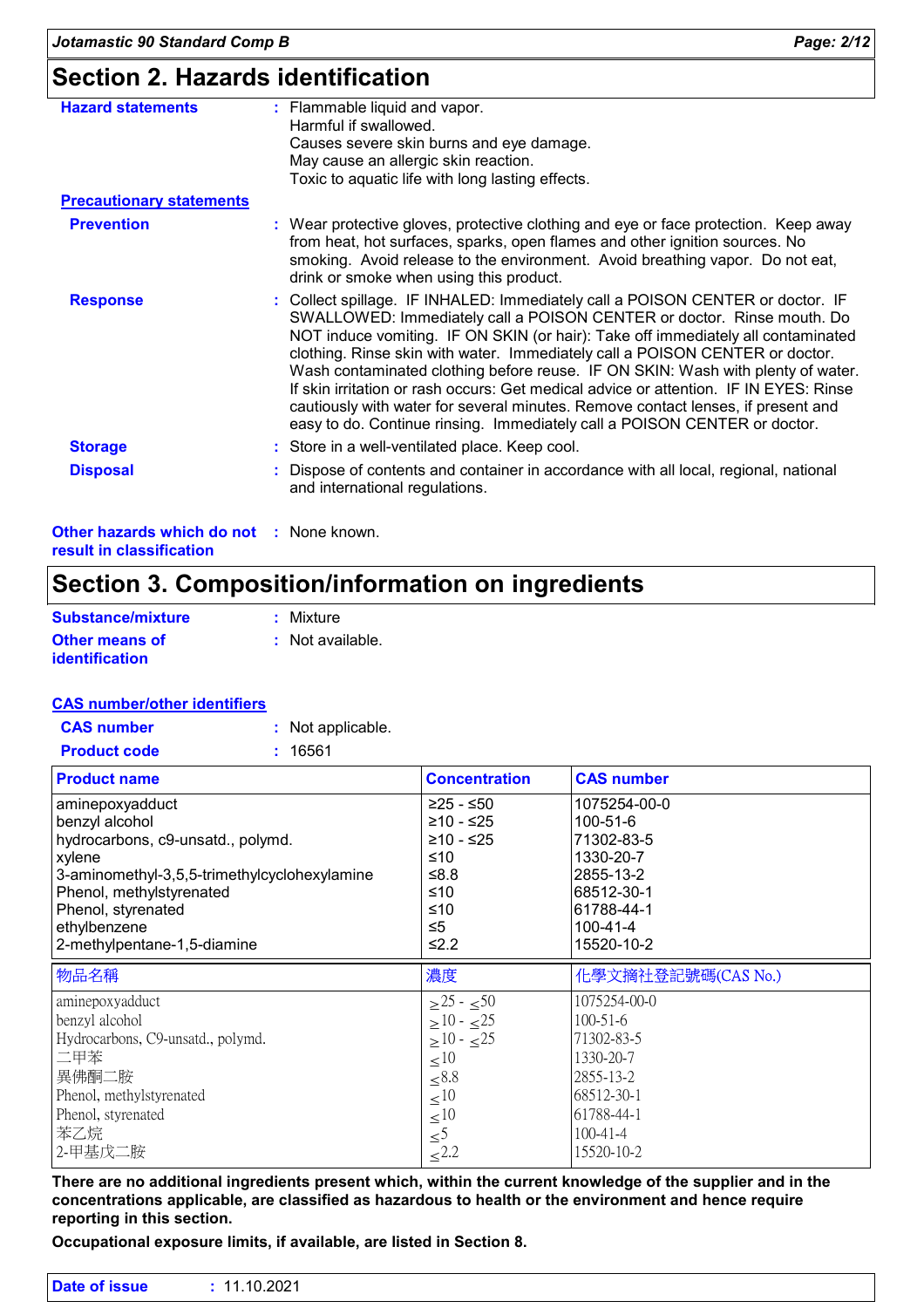## Section 2. Hazards identification

**Hazard statements** : Flammable liquid and vapor.
Harmful if swallowed.
Causes severe skin burns and eye damage.
May cause an allergic skin reaction.
Toxic to aquatic life with long lasting effects.

**Precautionary statements**

**Prevention** : Wear protective gloves, protective clothing and eye or face protection. Keep away from heat, hot surfaces, sparks, open flames and other ignition sources. No smoking. Avoid release to the environment. Avoid breathing vapor. Do not eat, drink or smoke when using this product.

**Response** : Collect spillage. IF INHALED: Immediately call a POISON CENTER or doctor. IF SWALLOWED: Immediately call a POISON CENTER or doctor. Rinse mouth. Do NOT induce vomiting. IF ON SKIN (or hair): Take off immediately all contaminated clothing. Rinse skin with water. Immediately call a POISON CENTER or doctor. Wash contaminated clothing before reuse. IF ON SKIN: Wash with plenty of water. If skin irritation or rash occurs: Get medical advice or attention. IF IN EYES: Rinse cautiously with water for several minutes. Remove contact lenses, if present and easy to do. Continue rinsing. Immediately call a POISON CENTER or doctor.

**Storage** : Store in a well-ventilated place. Keep cool.

**Disposal** : Dispose of contents and container in accordance with all local, regional, national and international regulations.

**Other hazards which do not result in classification** : None known.

## Section 3. Composition/information on ingredients

**Substance/mixture** : Mixture

**Other means of identification** : Not available.

**CAS number/other identifiers**

**CAS number** : Not applicable.

**Product code** : 16561

| Product name | Concentration | CAS number |
|---|---|---|
| aminepoxyadduct | ≥25 - ≤50 | 1075254-00-0 |
| benzyl alcohol | ≥10 - ≤25 | 100-51-6 |
| hydrocarbons, c9-unsatd., polymd. | ≥10 - ≤25 | 71302-83-5 |
| xylene | ≤10 | 1330-20-7 |
| 3-aminomethyl-3,5,5-trimethylcyclohexylamine | ≤8.8 | 2855-13-2 |
| Phenol, methylstyrenated | ≤10 | 68512-30-1 |
| Phenol, styrenated | ≤10 | 61788-44-1 |
| ethylbenzene | ≤5 | 100-41-4 |
| 2-methylpentane-1,5-diamine | ≤2.2 | 15520-10-2 |

| 物品名稱 | 濃度 | 化學文摘社登記號碼(CAS No.) |
|---|---|---|
| aminepoxyadduct | ≥25 - ≤50 | 1075254-00-0 |
| benzyl alcohol | ≥10 - ≤25 | 100-51-6 |
| Hydrocarbons, C9-unsatd., polymd. | ≥10 - ≤25 | 71302-83-5 |
| 二甲苯 | ≤10 | 1330-20-7 |
| 異佛酮二胺 | ≤8.8 | 2855-13-2 |
| Phenol, methylstyrenated | ≤10 | 68512-30-1 |
| Phenol, styrenated | ≤10 | 61788-44-1 |
| 苯乙烷 | ≤5 | 100-41-4 |
| 2-甲基戊二胺 | ≤2.2 | 15520-10-2 |

**There are no additional ingredients present which, within the current knowledge of the supplier and in the concentrations applicable, are classified as hazardous to health or the environment and hence require reporting in this section.**

**Occupational exposure limits, if available, are listed in Section 8.**

**Date of issue** : 11.10.2021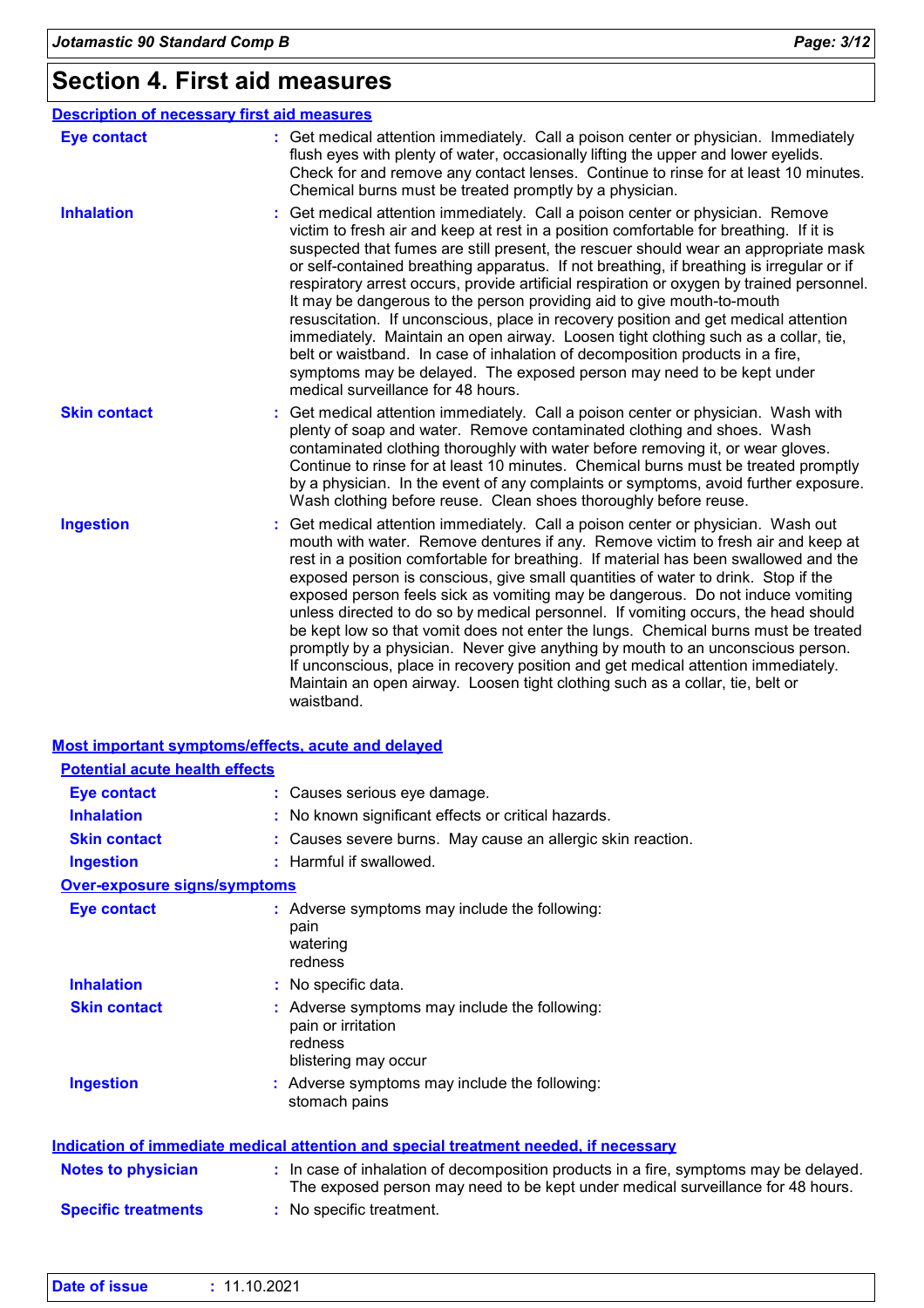# Section 4. First aid measures

## Description of necessary first aid measures

**Eye contact** : Get medical attention immediately. Call a poison center or physician. Immediately flush eyes with plenty of water, occasionally lifting the upper and lower eyelids. Check for and remove any contact lenses. Continue to rinse for at least 10 minutes. Chemical burns must be treated promptly by a physician.

**Inhalation** : Get medical attention immediately. Call a poison center or physician. Remove victim to fresh air and keep at rest in a position comfortable for breathing. If it is suspected that fumes are still present, the rescuer should wear an appropriate mask or self-contained breathing apparatus. If not breathing, if breathing is irregular or if respiratory arrest occurs, provide artificial respiration or oxygen by trained personnel. It may be dangerous to the person providing aid to give mouth-to-mouth resuscitation. If unconscious, place in recovery position and get medical attention immediately. Maintain an open airway. Loosen tight clothing such as a collar, tie, belt or waistband. In case of inhalation of decomposition products in a fire, symptoms may be delayed. The exposed person may need to be kept under medical surveillance for 48 hours.

**Skin contact** : Get medical attention immediately. Call a poison center or physician. Wash with plenty of soap and water. Remove contaminated clothing and shoes. Wash contaminated clothing thoroughly with water before removing it, or wear gloves. Continue to rinse for at least 10 minutes. Chemical burns must be treated promptly by a physician. In the event of any complaints or symptoms, avoid further exposure. Wash clothing before reuse. Clean shoes thoroughly before reuse.

**Ingestion** : Get medical attention immediately. Call a poison center or physician. Wash out mouth with water. Remove dentures if any. Remove victim to fresh air and keep at rest in a position comfortable for breathing. If material has been swallowed and the exposed person is conscious, give small quantities of water to drink. Stop if the exposed person feels sick as vomiting may be dangerous. Do not induce vomiting unless directed to do so by medical personnel. If vomiting occurs, the head should be kept low so that vomit does not enter the lungs. Chemical burns must be treated promptly by a physician. Never give anything by mouth to an unconscious person. If unconscious, place in recovery position and get medical attention immediately. Maintain an open airway. Loosen tight clothing such as a collar, tie, belt or waistband.

## Most important symptoms/effects, acute and delayed

### Potential acute health effects

**Eye contact** : Causes serious eye damage.

**Inhalation** : No known significant effects or critical hazards.

**Skin contact** : Causes severe burns. May cause an allergic skin reaction.

**Ingestion** : Harmful if swallowed.

### Over-exposure signs/symptoms

**Eye contact** : Adverse symptoms may include the following:
pain
watering
redness

**Inhalation** : No specific data.

**Skin contact** : Adverse symptoms may include the following:
pain or irritation
redness
blistering may occur

**Ingestion** : Adverse symptoms may include the following:
stomach pains

## Indication of immediate medical attention and special treatment needed, if necessary

**Notes to physician** : In case of inhalation of decomposition products in a fire, symptoms may be delayed. The exposed person may need to be kept under medical surveillance for 48 hours.

**Specific treatments** : No specific treatment.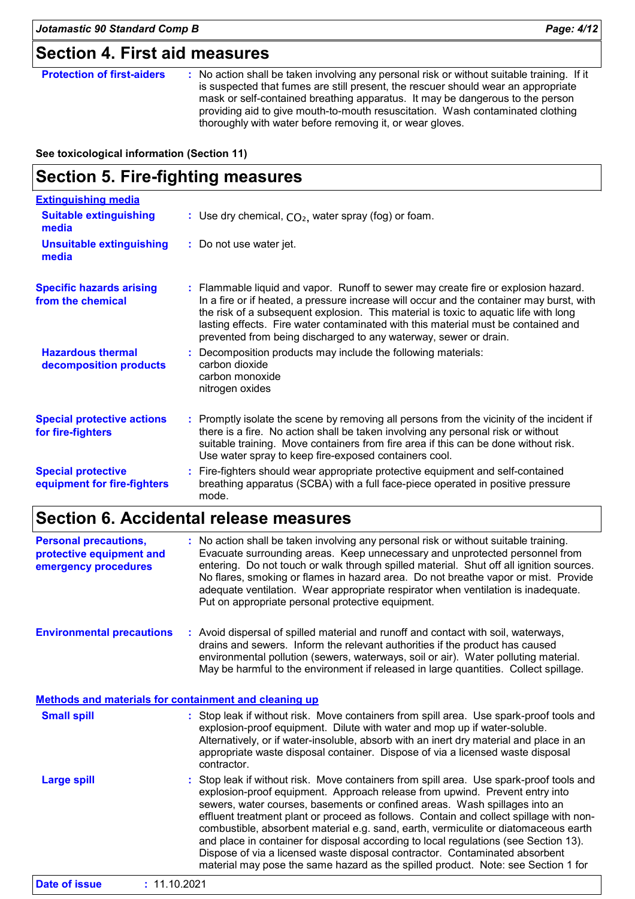## Section 4. First aid measures

**Protection of first-aiders** : No action shall be taken involving any personal risk or without suitable training. If it is suspected that fumes are still present, the rescuer should wear an appropriate mask or self-contained breathing apparatus. It may be dangerous to the person providing aid to give mouth-to-mouth resuscitation. Wash contaminated clothing thoroughly with water before removing it, or wear gloves.

**See toxicological information (Section 11)**

## Section 5. Fire-fighting measures

### Extinguishing media

**Suitable extinguishing media** : Use dry chemical, $CO_2$, water spray (fog) or foam.

**Unsuitable extinguishing media** : Do not use water jet.

**Specific hazards arising from the chemical** : Flammable liquid and vapor. Runoff to sewer may create fire or explosion hazard. In a fire or if heated, a pressure increase will occur and the container may burst, with the risk of a subsequent explosion. This material is toxic to aquatic life with long lasting effects. Fire water contaminated with this material must be contained and prevented from being discharged to any waterway, sewer or drain.

**Hazardous thermal decomposition products** : Decomposition products may include the following materials:
carbon dioxide
carbon monoxide
nitrogen oxides

**Special protective actions for fire-fighters** : Promptly isolate the scene by removing all persons from the vicinity of the incident if there is a fire. No action shall be taken involving any personal risk or without suitable training. Move containers from fire area if this can be done without risk. Use water spray to keep fire-exposed containers cool.

**Special protective equipment for fire-fighters** : Fire-fighters should wear appropriate protective equipment and self-contained breathing apparatus (SCBA) with a full face-piece operated in positive pressure mode.

## Section 6. Accidental release measures

**Personal precautions, protective equipment and emergency procedures** : No action shall be taken involving any personal risk or without suitable training. Evacuate surrounding areas. Keep unnecessary and unprotected personnel from entering. Do not touch or walk through spilled material. Shut off all ignition sources. No flares, smoking or flames in hazard area. Do not breathe vapor or mist. Provide adequate ventilation. Wear appropriate respirator when ventilation is inadequate. Put on appropriate personal protective equipment.

**Environmental precautions** : Avoid dispersal of spilled material and runoff and contact with soil, waterways, drains and sewers. Inform the relevant authorities if the product has caused environmental pollution (sewers, waterways, soil or air). Water polluting material. May be harmful to the environment if released in large quantities. Collect spillage.

### Methods and materials for containment and cleaning up

**Small spill** : Stop leak if without risk. Move containers from spill area. Use spark-proof tools and explosion-proof equipment. Dilute with water and mop up if water-soluble. Alternatively, or if water-insoluble, absorb with an inert dry material and place in an appropriate waste disposal container. Dispose of via a licensed waste disposal contractor.

**Large spill** : Stop leak if without risk. Move containers from spill area. Use spark-proof tools and explosion-proof equipment. Approach release from upwind. Prevent entry into sewers, water courses, basements or confined areas. Wash spillages into an effluent treatment plant or proceed as follows. Contain and collect spillage with non-combustible, absorbent material e.g. sand, earth, vermiculite or diatomaceous earth and place in container for disposal according to local regulations (see Section 13). Dispose of via a licensed waste disposal contractor. Contaminated absorbent material may pose the same hazard as the spilled product. Note: see Section 1 for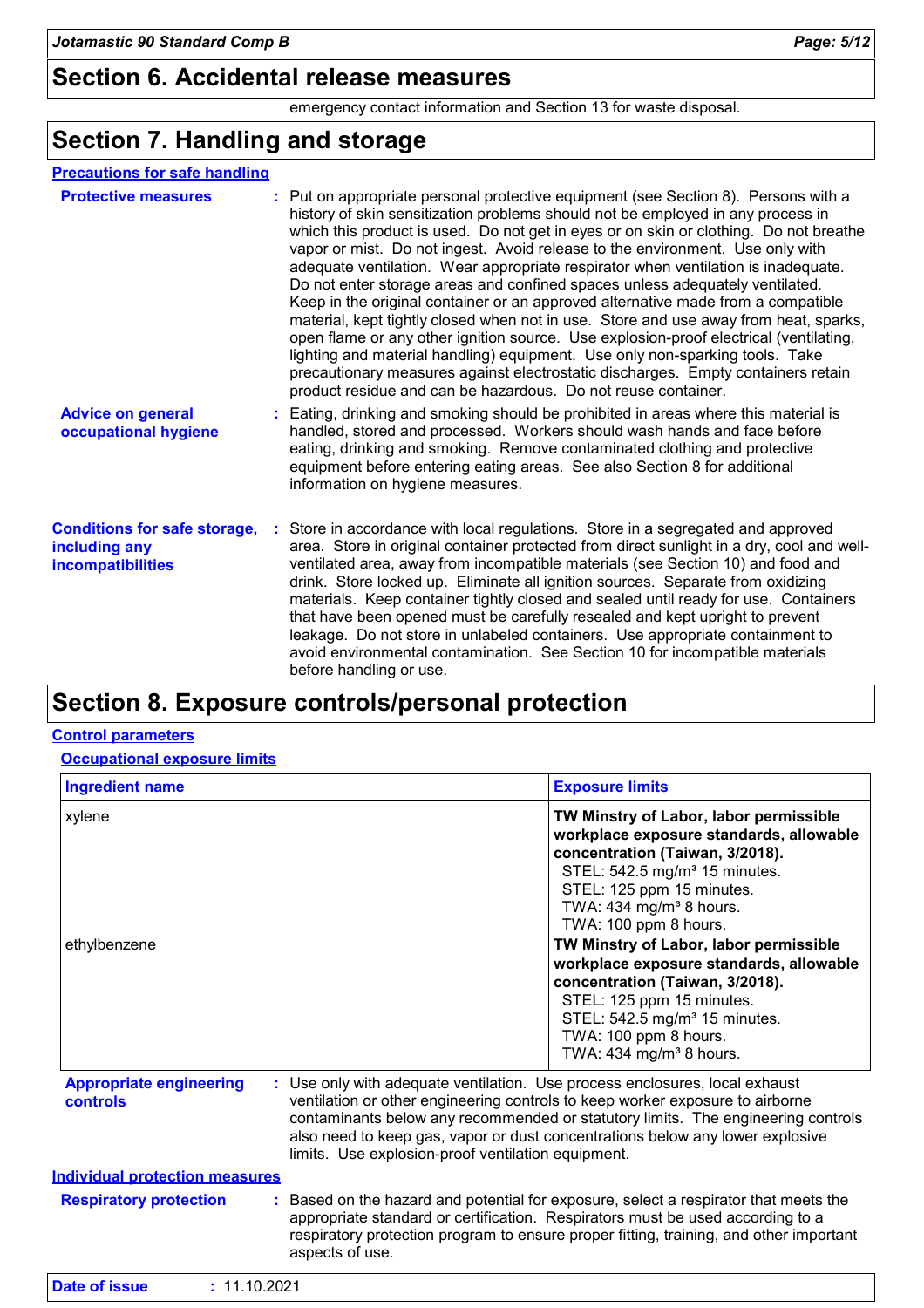## Section 6. Accidental release measures

emergency contact information and Section 13 for waste disposal.

## Section 7. Handling and storage

### Precautions for safe handling

**Protective measures** : Put on appropriate personal protective equipment (see Section 8). Persons with a history of skin sensitization problems should not be employed in any process in which this product is used. Do not get in eyes or on skin or clothing. Do not breathe vapor or mist. Do not ingest. Avoid release to the environment. Use only with adequate ventilation. Wear appropriate respirator when ventilation is inadequate. Do not enter storage areas and confined spaces unless adequately ventilated. Keep in the original container or an approved alternative made from a compatible material, kept tightly closed when not in use. Store and use away from heat, sparks, open flame or any other ignition source. Use explosion-proof electrical (ventilating, lighting and material handling) equipment. Use only non-sparking tools. Take precautionary measures against electrostatic discharges. Empty containers retain product residue and can be hazardous. Do not reuse container.

**Advice on general occupational hygiene** : Eating, drinking and smoking should be prohibited in areas where this material is handled, stored and processed. Workers should wash hands and face before eating, drinking and smoking. Remove contaminated clothing and protective equipment before entering eating areas. See also Section 8 for additional information on hygiene measures.

**Conditions for safe storage, including any incompatibilities** : Store in accordance with local regulations. Store in a segregated and approved area. Store in original container protected from direct sunlight in a dry, cool and well-ventilated area, away from incompatible materials (see Section 10) and food and drink. Store locked up. Eliminate all ignition sources. Separate from oxidizing materials. Keep container tightly closed and sealed until ready for use. Containers that have been opened must be carefully resealed and kept upright to prevent leakage. Do not store in unlabeled containers. Use appropriate containment to avoid environmental contamination. See Section 10 for incompatible materials before handling or use.

## Section 8. Exposure controls/personal protection

### Control parameters

#### Occupational exposure limits

| Ingredient name | Exposure limits |
|---|---|
| xylene | **TW Minstry of Labor, labor permissible workplace exposure standards, allowable concentration (Taiwan, 3/2018).**<br>STEL: 542.5 mg/m³ 15 minutes.<br>STEL: 125 ppm 15 minutes.<br>TWA: 434 mg/m³ 8 hours.<br>TWA: 100 ppm 8 hours. |
| ethylbenzene | **TW Minstry of Labor, labor permissible workplace exposure standards, allowable concentration (Taiwan, 3/2018).**<br>STEL: 125 ppm 15 minutes.<br>STEL: 542.5 mg/m³ 15 minutes.<br>TWA: 100 ppm 8 hours.<br>TWA: 434 mg/m³ 8 hours. |

**Appropriate engineering controls** : Use only with adequate ventilation. Use process enclosures, local exhaust ventilation or other engineering controls to keep worker exposure to airborne contaminants below any recommended or statutory limits. The engineering controls also need to keep gas, vapor or dust concentrations below any lower explosive limits. Use explosion-proof ventilation equipment.

### Individual protection measures

**Respiratory protection** : Based on the hazard and potential for exposure, select a respirator that meets the appropriate standard or certification. Respirators must be used according to a respiratory protection program to ensure proper fitting, training, and other important aspects of use.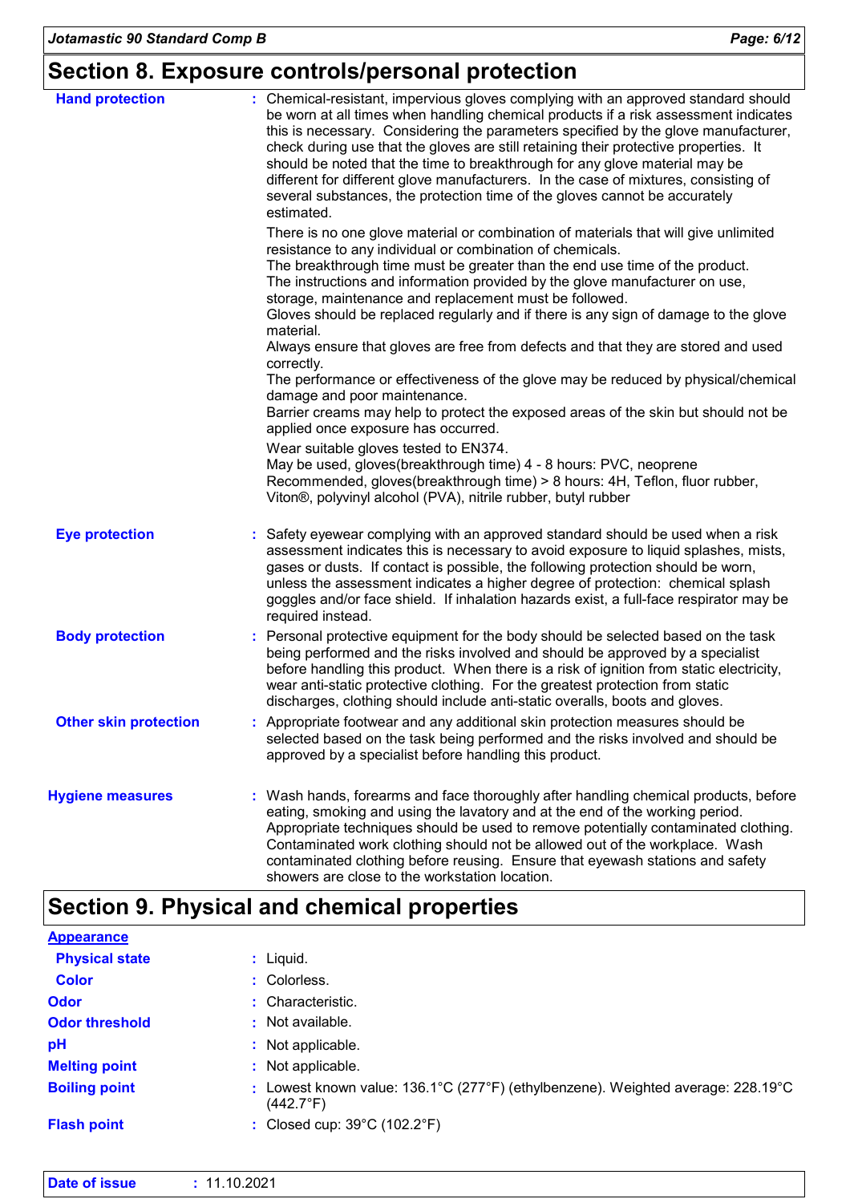## Section 8. Exposure controls/personal protection

**Hand protection** : Chemical-resistant, impervious gloves complying with an approved standard should be worn at all times when handling chemical products if a risk assessment indicates this is necessary. Considering the parameters specified by the glove manufacturer, check during use that the gloves are still retaining their protective properties. It should be noted that the time to breakthrough for any glove material may be different for different glove manufacturers. In the case of mixtures, consisting of several substances, the protection time of the gloves cannot be accurately estimated.

There is no one glove material or combination of materials that will give unlimited resistance to any individual or combination of chemicals.
The breakthrough time must be greater than the end use time of the product.
The instructions and information provided by the glove manufacturer on use, storage, maintenance and replacement must be followed.
Gloves should be replaced regularly and if there is any sign of damage to the glove material.
Always ensure that gloves are free from defects and that they are stored and used correctly.
The performance or effectiveness of the glove may be reduced by physical/chemical damage and poor maintenance.
Barrier creams may help to protect the exposed areas of the skin but should not be applied once exposure has occurred.

Wear suitable gloves tested to EN374.
May be used, gloves(breakthrough time) 4 - 8 hours: PVC, neoprene
Recommended, gloves(breakthrough time) > 8 hours: 4H, Teflon, fluor rubber, Viton®, polyvinyl alcohol (PVA), nitrile rubber, butyl rubber

**Eye protection** : Safety eyewear complying with an approved standard should be used when a risk assessment indicates this is necessary to avoid exposure to liquid splashes, mists, gases or dusts. If contact is possible, the following protection should be worn, unless the assessment indicates a higher degree of protection: chemical splash goggles and/or face shield. If inhalation hazards exist, a full-face respirator may be required instead.

**Body protection** : Personal protective equipment for the body should be selected based on the task being performed and the risks involved and should be approved by a specialist before handling this product. When there is a risk of ignition from static electricity, wear anti-static protective clothing. For the greatest protection from static discharges, clothing should include anti-static overalls, boots and gloves.

**Other skin protection** : Appropriate footwear and any additional skin protection measures should be selected based on the task being performed and the risks involved and should be approved by a specialist before handling this product.

**Hygiene measures** : Wash hands, forearms and face thoroughly after handling chemical products, before eating, smoking and using the lavatory and at the end of the working period. Appropriate techniques should be used to remove potentially contaminated clothing. Contaminated work clothing should not be allowed out of the workplace. Wash contaminated clothing before reusing. Ensure that eyewash stations and safety showers are close to the workstation location.

## Section 9. Physical and chemical properties

**Appearance**

| | |
|---|---|
| **Physical state** | : Liquid. |
| **Color** | : Colorless. |
| **Odor** | : Characteristic. |
| **Odor threshold** | : Not available. |
| **pH** | : Not applicable. |
| **Melting point** | : Not applicable. |
| **Boiling point** | : Lowest known value: 136.1°C (277°F) (ethylbenzene). Weighted average: 228.19°C (442.7°F) |
| **Flash point** | : Closed cup: 39°C (102.2°F) |

**Date of issue** : 11.10.2021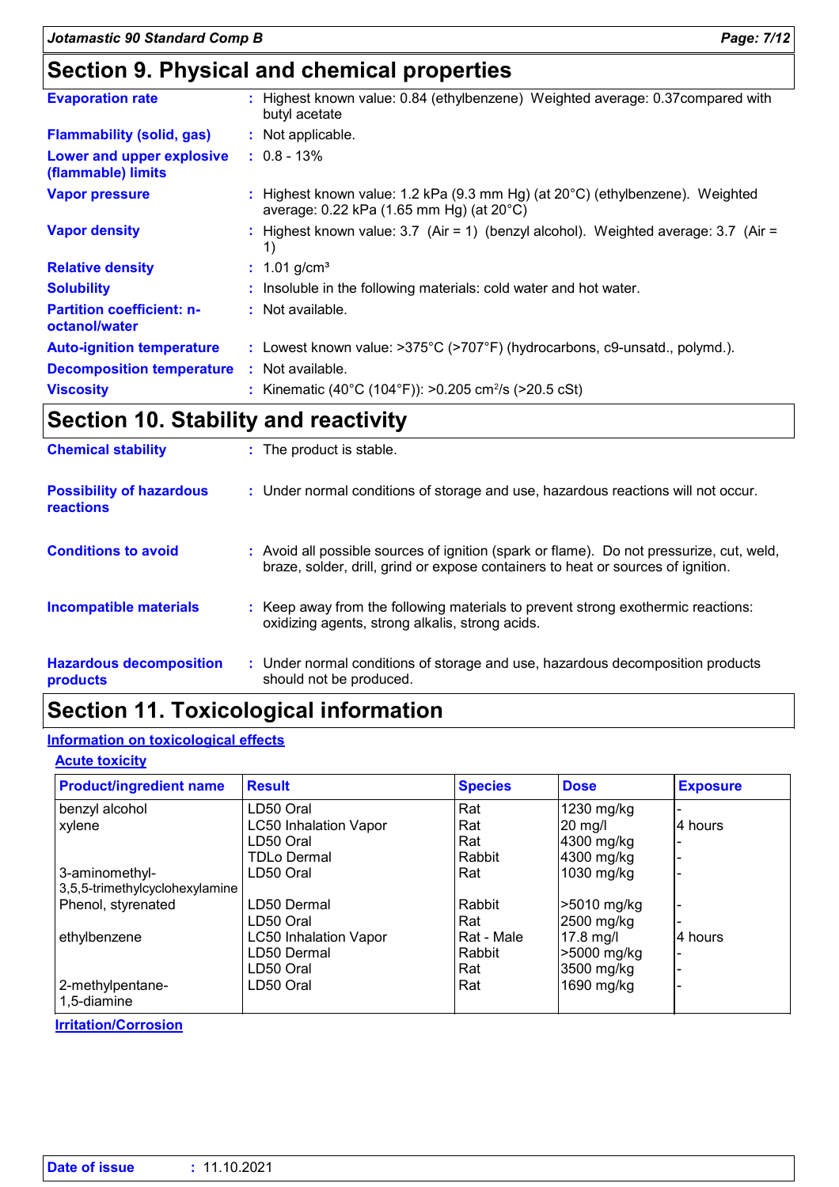## Section 9. Physical and chemical properties

| | |
|---|---|
| **Evaporation rate** | : Highest known value: 0.84 (ethylbenzene)  Weighted average: 0.37compared with butyl acetate |
| **Flammability (solid, gas)** | : Not applicable. |
| **Lower and upper explosive (flammable) limits** | : 0.8 - 13% |
| **Vapor pressure** | : Highest known value: 1.2 kPa (9.3 mm Hg) (at 20°C) (ethylbenzene).  Weighted average: 0.22 kPa (1.65 mm Hg) (at 20°C) |
| **Vapor density** | : Highest known value: 3.7  (Air = 1)  (benzyl alcohol).  Weighted average: 3.7  (Air = 1) |
| **Relative density** | : 1.01 g/cm³ |
| **Solubility** | : Insoluble in the following materials: cold water and hot water. |
| **Partition coefficient: n-octanol/water** | : Not available. |
| **Auto-ignition temperature** | : Lowest known value: >375°C (>707°F) (hydrocarbons, c9-unsatd., polymd.). |
| **Decomposition temperature** | : Not available. |
| **Viscosity** | : Kinematic (40°C (104°F)): >0.205 cm²/s (>20.5 cSt) |

## Section 10. Stability and reactivity

| | |
|---|---|
| **Chemical stability** | : The product is stable. |
| **Possibility of hazardous reactions** | : Under normal conditions of storage and use, hazardous reactions will not occur. |
| **Conditions to avoid** | : Avoid all possible sources of ignition (spark or flame).  Do not pressurize, cut, weld, braze, solder, drill, grind or expose containers to heat or sources of ignition. |
| **Incompatible materials** | : Keep away from the following materials to prevent strong exothermic reactions: oxidizing agents, strong alkalis, strong acids. |
| **Hazardous decomposition products** | : Under normal conditions of storage and use, hazardous decomposition products should not be produced. |

## Section 11. Toxicological information

### Information on toxicological effects

#### Acute toxicity

| Product/ingredient name | Result | Species | Dose | Exposure |
|---|---|---|---|---|
| benzyl alcohol | LD50 Oral | Rat | 1230 mg/kg | - |
| xylene | LC50 Inhalation Vapor | Rat | 20 mg/l | 4 hours |
| | LD50 Oral | Rat | 4300 mg/kg | - |
| | TDLo Dermal | Rabbit | 4300 mg/kg | - |
| 3-aminomethyl-3,5,5-trimethylcyclohexylamine | LD50 Oral | Rat | 1030 mg/kg | - |
| Phenol, styrenated | LD50 Dermal | Rabbit | >5010 mg/kg | - |
| | LD50 Oral | Rat | 2500 mg/kg | - |
| ethylbenzene | LC50 Inhalation Vapor | Rat - Male | 17.8 mg/l | 4 hours |
| | LD50 Dermal | Rabbit | >5000 mg/kg | - |
| | LD50 Oral | Rat | 3500 mg/kg | - |
| 2-methylpentane-1,5-diamine | LD50 Oral | Rat | 1690 mg/kg | - |

#### Irritation/Corrosion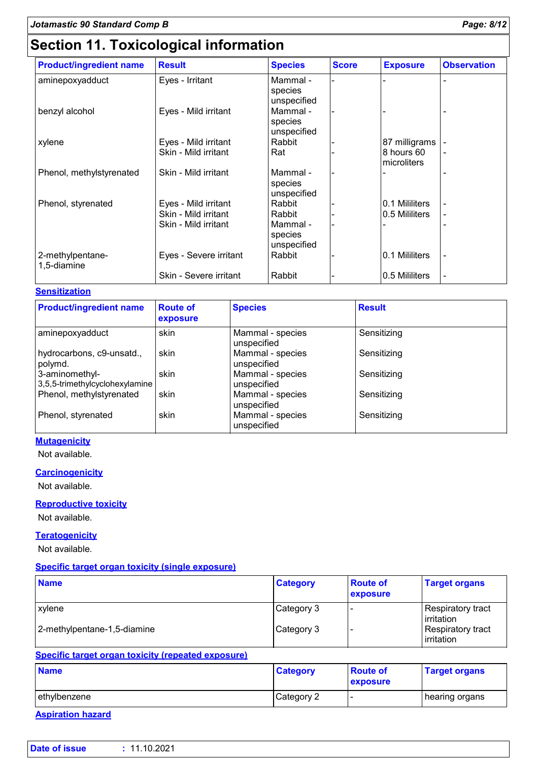# Section 11. Toxicological information

| Product/ingredient name | Result | Species | Score | Exposure | Observation |
|---|---|---|---|---|---|
| aminepoxyadduct | Eyes - Irritant | Mammal - species unspecified | - | - | - |
| benzyl alcohol | Eyes - Mild irritant | Mammal - species unspecified | - | - | - |
| xylene | Eyes - Mild irritant | Rabbit | - | 87 milligrams | - |
| | Skin - Mild irritant | Rat | - | 8 hours 60 microliters | - |
| Phenol, methylstyrenated | Skin - Mild irritant | Mammal - species unspecified | - | - | - |
| Phenol, styrenated | Eyes - Mild irritant | Rabbit | - | 0.1 Mililiters | - |
| | Skin - Mild irritant | Rabbit | - | 0.5 Mililiters | - |
| | Skin - Mild irritant | Mammal - species unspecified | - | - | - |
| 2-methylpentane-1,5-diamine | Eyes - Severe irritant | Rabbit | - | 0.1 Mililiters | - |
| | Skin - Severe irritant | Rabbit | - | 0.5 Mililiters | - |

## Sensitization

| Product/ingredient name | Route of exposure | Species | Result |
|---|---|---|---|
| aminepoxyadduct | skin | Mammal - species unspecified | Sensitizing |
| hydrocarbons, c9-unsatd., polymd. | skin | Mammal - species unspecified | Sensitizing |
| 3-aminomethyl-3,5,5-trimethylcyclohexylamine | skin | Mammal - species unspecified | Sensitizing |
| Phenol, methylstyrenated | skin | Mammal - species unspecified | Sensitizing |
| Phenol, styrenated | skin | Mammal - species unspecified | Sensitizing |

## Mutagenicity

Not available.

## Carcinogenicity

Not available.

## Reproductive toxicity

Not available.

## Teratogenicity

Not available.

## Specific target organ toxicity (single exposure)

| Name | Category | Route of exposure | Target organs |
|---|---|---|---|
| xylene | Category 3 | - | Respiratory tract irritation |
| 2-methylpentane-1,5-diamine | Category 3 | - | Respiratory tract irritation |

## Specific target organ toxicity (repeated exposure)

| Name | Category | Route of exposure | Target organs |
|---|---|---|---|
| ethylbenzene | Category 2 | - | hearing organs |

## Aspiration hazard

**Date of issue** : 11.10.2021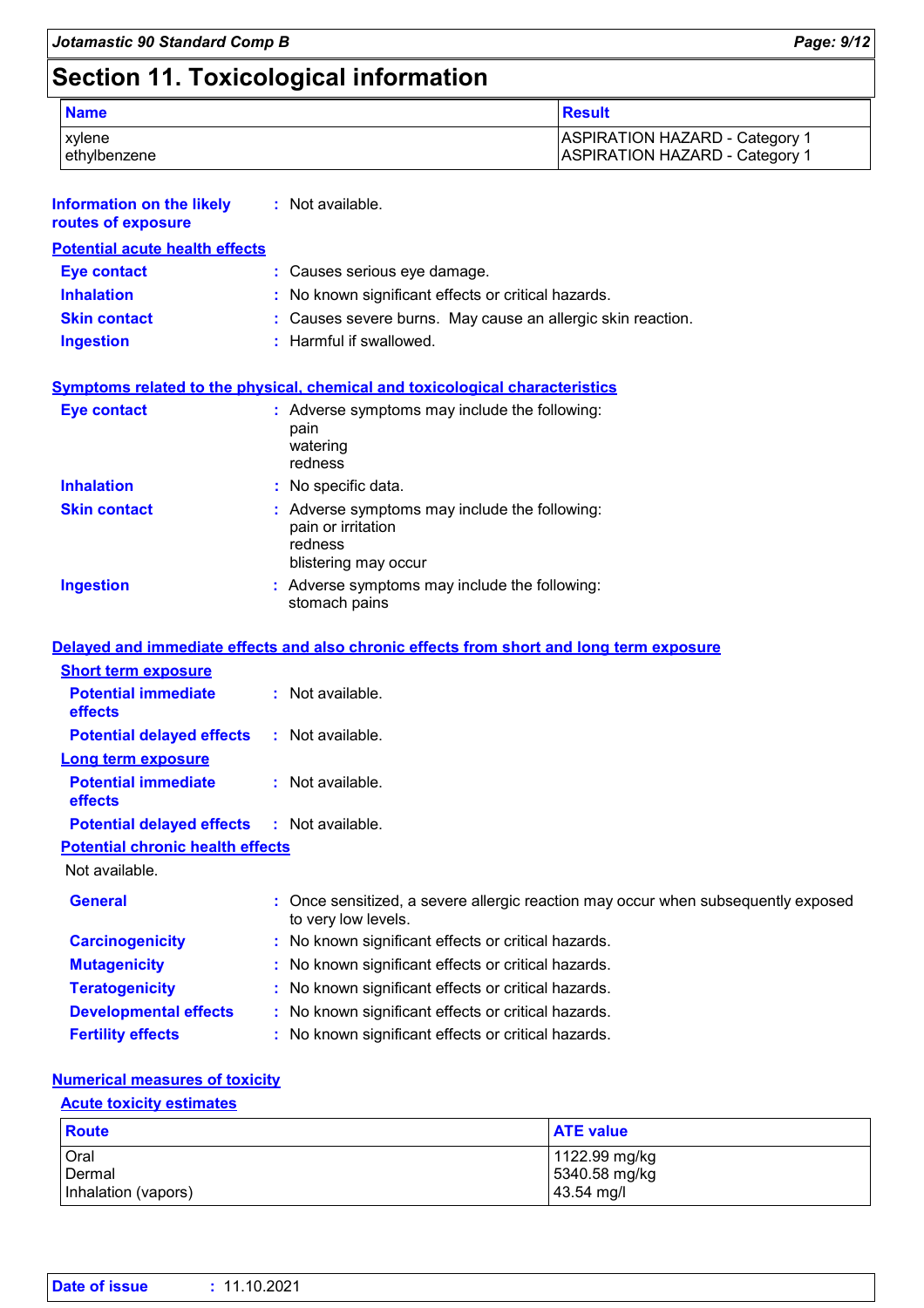# Section 11. Toxicological information

| Name | Result |
| --- | --- |
| xylene | ASPIRATION HAZARD - Category 1 |
| ethylbenzene | ASPIRATION HAZARD - Category 1 |

**Information on the likely routes of exposure** : Not available.

## Potential acute health effects

**Eye contact** : Causes serious eye damage.

**Inhalation** : No known significant effects or critical hazards.

**Skin contact** : Causes severe burns. May cause an allergic skin reaction.

**Ingestion** : Harmful if swallowed.

## Symptoms related to the physical, chemical and toxicological characteristics

**Eye contact** : Adverse symptoms may include the following:
pain
watering
redness

**Inhalation** : No specific data.

**Skin contact** : Adverse symptoms may include the following:
pain or irritation
redness
blistering may occur

**Ingestion** : Adverse symptoms may include the following:
stomach pains

## Delayed and immediate effects and also chronic effects from short and long term exposure

### Short term exposure

**Potential immediate effects** : Not available.

**Potential delayed effects** : Not available.

### Long term exposure

**Potential immediate effects** : Not available.

**Potential delayed effects** : Not available.

### Potential chronic health effects

Not available.

**General** : Once sensitized, a severe allergic reaction may occur when subsequently exposed to very low levels.

**Carcinogenicity** : No known significant effects or critical hazards.

**Mutagenicity** : No known significant effects or critical hazards.

**Teratogenicity** : No known significant effects or critical hazards.

**Developmental effects** : No known significant effects or critical hazards.

**Fertility effects** : No known significant effects or critical hazards.

## Numerical measures of toxicity

### Acute toxicity estimates

| Route | ATE value |
| --- | --- |
| Oral | 1122.99 mg/kg |
| Dermal | 5340.58 mg/kg |
| Inhalation (vapors) | 43.54 mg/l |

**Date of issue** : 11.10.2021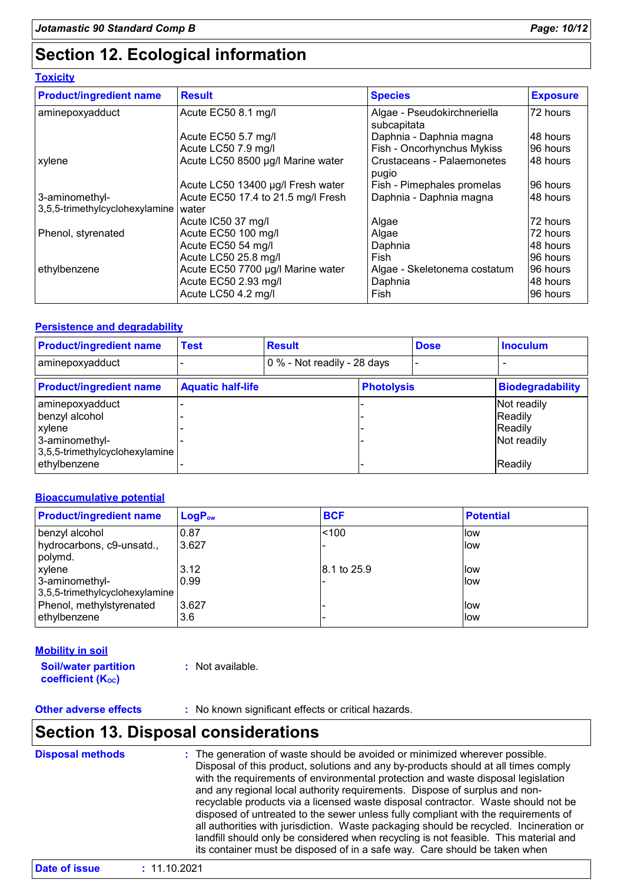# Section 12. Ecological information

## Toxicity

| Product/ingredient name | Result | Species | Exposure |
|---|---|---|---|
| aminepoxyadduct | Acute EC50 8.1 mg/l | Algae - Pseudokirchneriella subcapitata | 72 hours |
| | Acute EC50 5.7 mg/l | Daphnia - Daphnia magna | 48 hours |
| | Acute LC50 7.9 mg/l | Fish - Oncorhynchus Mykiss | 96 hours |
| xylene | Acute LC50 8500 µg/l Marine water | Crustaceans - Palaemonetes pugio | 48 hours |
| | Acute LC50 13400 µg/l Fresh water | Fish - Pimephales promelas | 96 hours |
| 3-aminomethyl-3,5,5-trimethylcyclohexylamine | Acute EC50 17.4 to 21.5 mg/l Fresh water | Daphnia - Daphnia magna | 48 hours |
| | Acute IC50 37 mg/l | Algae | 72 hours |
| Phenol, styrenated | Acute EC50 100 mg/l | Algae | 72 hours |
| | Acute EC50 54 mg/l | Daphnia | 48 hours |
| | Acute LC50 25.8 mg/l | Fish | 96 hours |
| ethylbenzene | Acute EC50 7700 µg/l Marine water | Algae - Skeletonema costatum | 96 hours |
| | Acute EC50 2.93 mg/l | Daphnia | 48 hours |
| | Acute LC50 4.2 mg/l | Fish | 96 hours |

## Persistence and degradability

| Product/ingredient name | Test | Result | Dose | Inoculum |
|---|---|---|---|---|
| aminepoxyadduct | - | 0 % - Not readily - 28 days | - | - |

| Product/ingredient name | Aquatic half-life | Photolysis | Biodegradability |
|---|---|---|---|
| aminepoxyadduct | - | - | Not readily |
| benzyl alcohol | - | - | Readily |
| xylene | - | - | Readily |
| 3-aminomethyl-3,5,5-trimethylcyclohexylamine | - | - | Not readily |
| ethylbenzene | - | - | Readily |

## Bioaccumulative potential

| Product/ingredient name | $LogP_{ow}$ | BCF | Potential |
|---|---|---|---|
| benzyl alcohol | 0.87 | <100 | low |
| hydrocarbons, c9-unsatd., polymd. | 3.627 | - | low |
| xylene | 3.12 | 8.1 to 25.9 | low |
| 3-aminomethyl-3,5,5-trimethylcyclohexylamine | 0.99 | - | low |
| Phenol, methylstyrenated | 3.627 | - | low |
| ethylbenzene | 3.6 | - | low |

## Mobility in soil

**Soil/water partition coefficient ($K_{OC}$)** : Not available.

**Other adverse effects** : No known significant effects or critical hazards.

# Section 13. Disposal considerations

**Disposal methods** : The generation of waste should be avoided or minimized wherever possible. Disposal of this product, solutions and any by-products should at all times comply with the requirements of environmental protection and waste disposal legislation and any regional local authority requirements. Dispose of surplus and non-recyclable products via a licensed waste disposal contractor. Waste should not be disposed of untreated to the sewer unless fully compliant with the requirements of all authorities with jurisdiction. Waste packaging should be recycled. Incineration or landfill should only be considered when recycling is not feasible. This material and its container must be disposed of in a safe way. Care should be taken when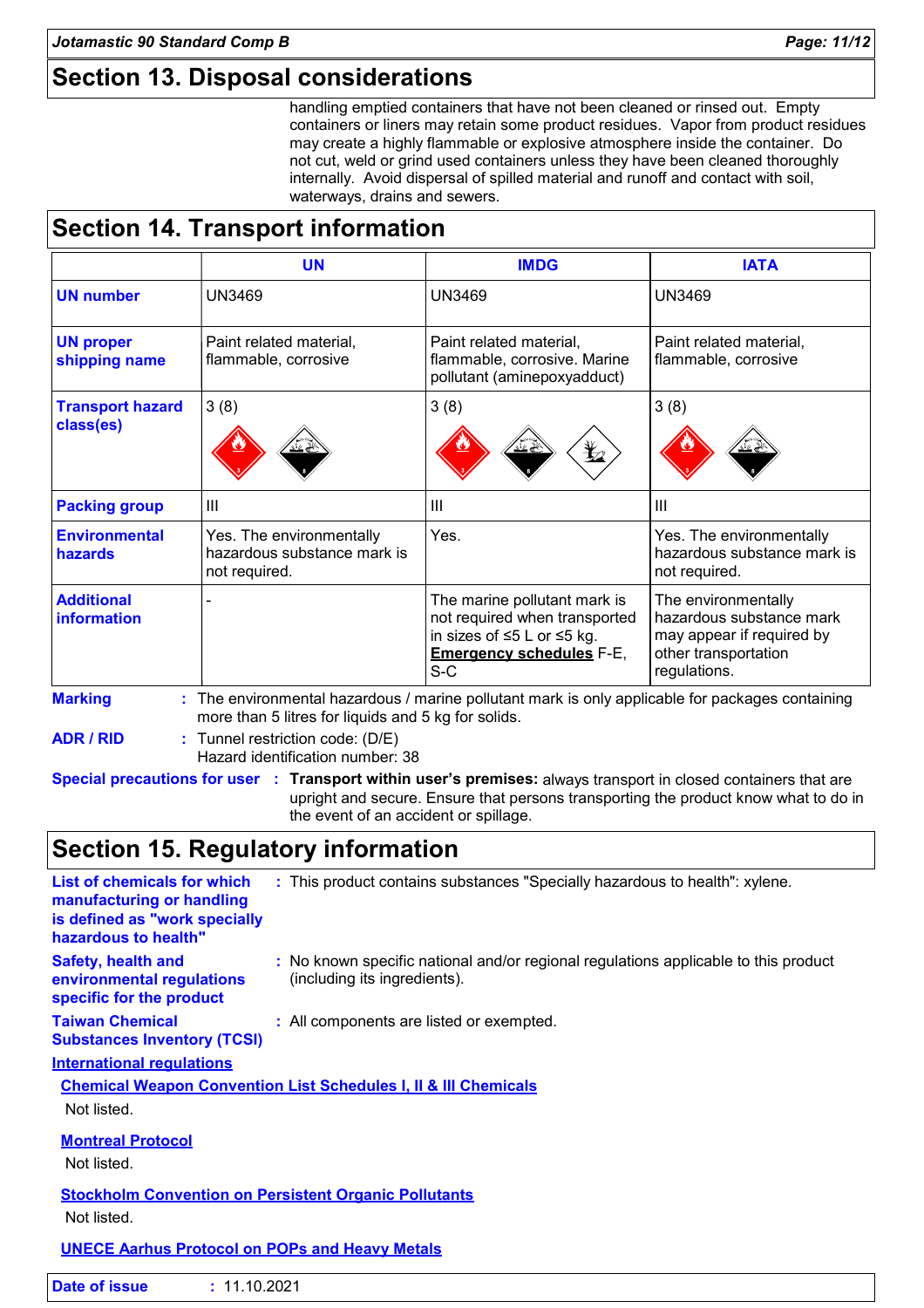## Section 13. Disposal considerations

handling emptied containers that have not been cleaned or rinsed out. Empty containers or liners may retain some product residues. Vapor from product residues may create a highly flammable or explosive atmosphere inside the container. Do not cut, weld or grind used containers unless they have been cleaned thoroughly internally. Avoid dispersal of spilled material and runoff and contact with soil, waterways, drains and sewers.

## Section 14. Transport information

| | UN | IMDG | IATA |
|---|---|---|---|
| **UN number** | UN3469 | UN3469 | UN3469 |
| **UN proper shipping name** | Paint related material, flammable, corrosive | Paint related material, flammable, corrosive. Marine pollutant (aminepoxyadduct) | Paint related material, flammable, corrosive |
| **Transport hazard class(es)** | 3 (8) | 3 (8) | 3 (8) |
| **Packing group** | III | III | III |
| **Environmental hazards** | Yes. The environmentally hazardous substance mark is not required. | Yes. | Yes. The environmentally hazardous substance mark is not required. |
| **Additional information** | - | The marine pollutant mark is not required when transported in sizes of ≤5 L or ≤5 kg. **Emergency schedules** F-E, S-C | The environmentally hazardous substance mark may appear if required by other transportation regulations. |

**Marking** : The environmental hazardous / marine pollutant mark is only applicable for packages containing more than 5 litres for liquids and 5 kg for solids.

**ADR / RID** : Tunnel restriction code: (D/E)
Hazard identification number: 38

**Special precautions for user** : **Transport within user's premises:** always transport in closed containers that are upright and secure. Ensure that persons transporting the product know what to do in the event of an accident or spillage.

## Section 15. Regulatory information

**List of chemicals for which manufacturing or handling is defined as "work specially hazardous to health"** : This product contains substances "Specially hazardous to health": xylene.

**Safety, health and environmental regulations specific for the product** : No known specific national and/or regional regulations applicable to this product (including its ingredients).

**Taiwan Chemical Substances Inventory (TCSI)** : All components are listed or exempted.

**International regulations**

**Chemical Weapon Convention List Schedules I, II & III Chemicals**

Not listed.

**Montreal Protocol**

Not listed.

**Stockholm Convention on Persistent Organic Pollutants**

Not listed.

**UNECE Aarhus Protocol on POPs and Heavy Metals**

**Date of issue** : 11.10.2021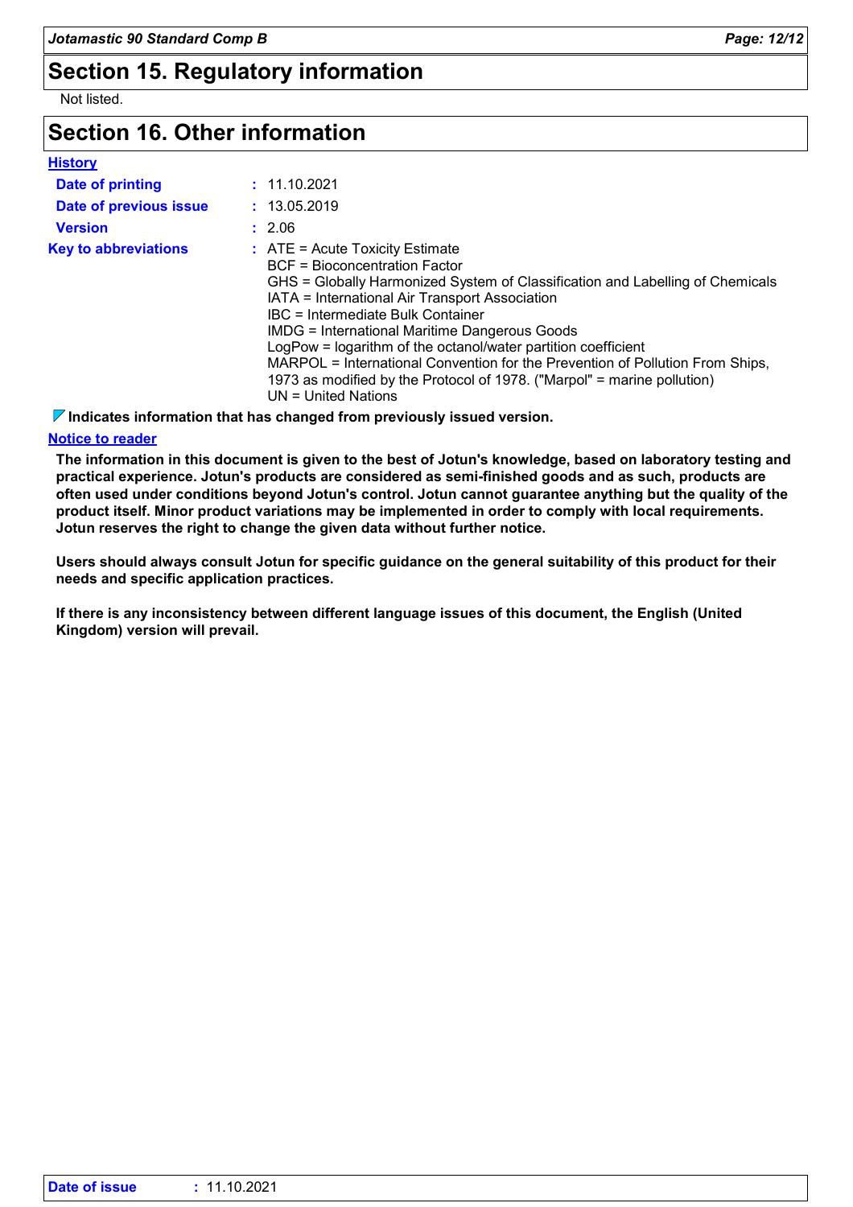## Section 15. Regulatory information

Not listed.

## Section 16. Other information

**History**

| | |
|---|---|
| **Date of printing** | : 11.10.2021 |
| **Date of previous issue** | : 13.05.2019 |
| **Version** | : 2.06 |

**Key to abbreviations** :
ATE = Acute Toxicity Estimate
BCF = Bioconcentration Factor
GHS = Globally Harmonized System of Classification and Labelling of Chemicals
IATA = International Air Transport Association
IBC = Intermediate Bulk Container
IMDG = International Maritime Dangerous Goods
LogPow = logarithm of the octanol/water partition coefficient
MARPOL = International Convention for the Prevention of Pollution From Ships, 1973 as modified by the Protocol of 1978. ("Marpol" = marine pollution)
UN = United Nations

**Indicates information that has changed from previously issued version.**

**Notice to reader**

**The information in this document is given to the best of Jotun's knowledge, based on laboratory testing and practical experience. Jotun's products are considered as semi-finished goods and as such, products are often used under conditions beyond Jotun's control. Jotun cannot guarantee anything but the quality of the product itself. Minor product variations may be implemented in order to comply with local requirements. Jotun reserves the right to change the given data without further notice.**

**Users should always consult Jotun for specific guidance on the general suitability of this product for their needs and specific application practices.**

**If there is any inconsistency between different language issues of this document, the English (United Kingdom) version will prevail.**